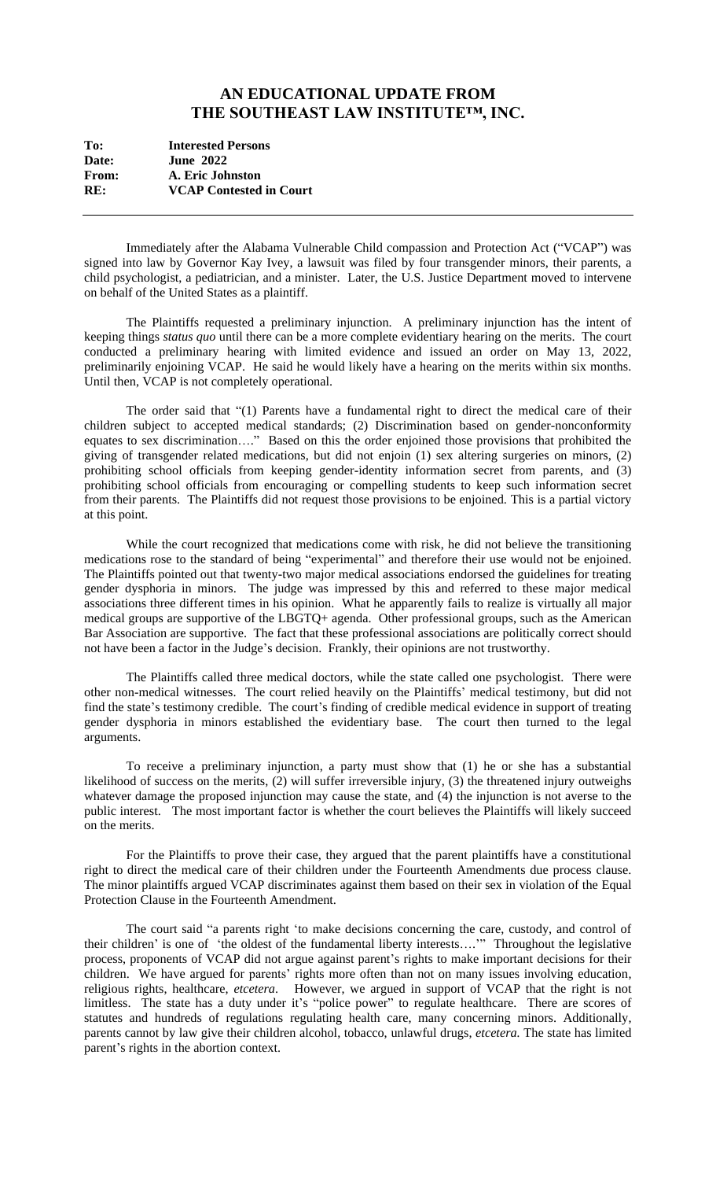## AN EDUCATIONAL UPDATE FROM THE SOUTHEAST LAW INSTITUTE™, INC.

**To:** **Interested Persons**
**Date:** **June 2022**
**From:** **A. Eric Johnston**
**RE:** **VCAP Contested in Court**

---

Immediately after the Alabama Vulnerable Child compassion and Protection Act ("VCAP") was signed into law by Governor Kay Ivey, a lawsuit was filed by four transgender minors, their parents, a child psychologist, a pediatrician, and a minister. Later, the U.S. Justice Department moved to intervene on behalf of the United States as a plaintiff.

The Plaintiffs requested a preliminary injunction. A preliminary injunction has the intent of keeping things *status quo* until there can be a more complete evidentiary hearing on the merits. The court conducted a preliminary hearing with limited evidence and issued an order on May 13, 2022, preliminarily enjoining VCAP. He said he would likely have a hearing on the merits within six months. Until then, VCAP is not completely operational.

The order said that "(1) Parents have a fundamental right to direct the medical care of their children subject to accepted medical standards; (2) Discrimination based on gender-nonconformity equates to sex discrimination…." Based on this the order enjoined those provisions that prohibited the giving of transgender related medications, but did not enjoin (1) sex altering surgeries on minors, (2) prohibiting school officials from keeping gender-identity information secret from parents, and (3) prohibiting school officials from encouraging or compelling students to keep such information secret from their parents. The Plaintiffs did not request those provisions to be enjoined. This is a partial victory at this point.

While the court recognized that medications come with risk, he did not believe the transitioning medications rose to the standard of being "experimental" and therefore their use would not be enjoined. The Plaintiffs pointed out that twenty-two major medical associations endorsed the guidelines for treating gender dysphoria in minors. The judge was impressed by this and referred to these major medical associations three different times in his opinion. What he apparently fails to realize is virtually all major medical groups are supportive of the LGBTQ+ agenda. Other professional groups, such as the American Bar Association are supportive. The fact that these professional associations are politically correct should not have been a factor in the Judge's decision. Frankly, their opinions are not trustworthy.

The Plaintiffs called three medical doctors, while the state called one psychologist. There were other non-medical witnesses. The court relied heavily on the Plaintiffs' medical testimony, but did not find the state's testimony credible. The court's finding of credible medical evidence in support of treating gender dysphoria in minors established the evidentiary base. The court then turned to the legal arguments.

To receive a preliminary injunction, a party must show that (1) he or she has a substantial likelihood of success on the merits, (2) will suffer irreversible injury, (3) the threatened injury outweighs whatever damage the proposed injunction may cause the state, and (4) the injunction is not averse to the public interest. The most important factor is whether the court believes the Plaintiffs will likely succeed on the merits.

For the Plaintiffs to prove their case, they argued that the parent plaintiffs have a constitutional right to direct the medical care of their children under the Fourteenth Amendments due process clause. The minor plaintiffs argued VCAP discriminates against them based on their sex in violation of the Equal Protection Clause in the Fourteenth Amendment.

The court said "a parents right 'to make decisions concerning the care, custody, and control of their children' is one of 'the oldest of the fundamental liberty interests….'" Throughout the legislative process, proponents of VCAP did not argue against parent's rights to make important decisions for their children. We have argued for parents' rights more often than not on many issues involving education, religious rights, healthcare, *etcetera*. However, we argued in support of VCAP that the right is not limitless. The state has a duty under it's "police power" to regulate healthcare. There are scores of statutes and hundreds of regulations regulating health care, many concerning minors. Additionally, parents cannot by law give their children alcohol, tobacco, unlawful drugs, *etcetera.* The state has limited parent's rights in the abortion context.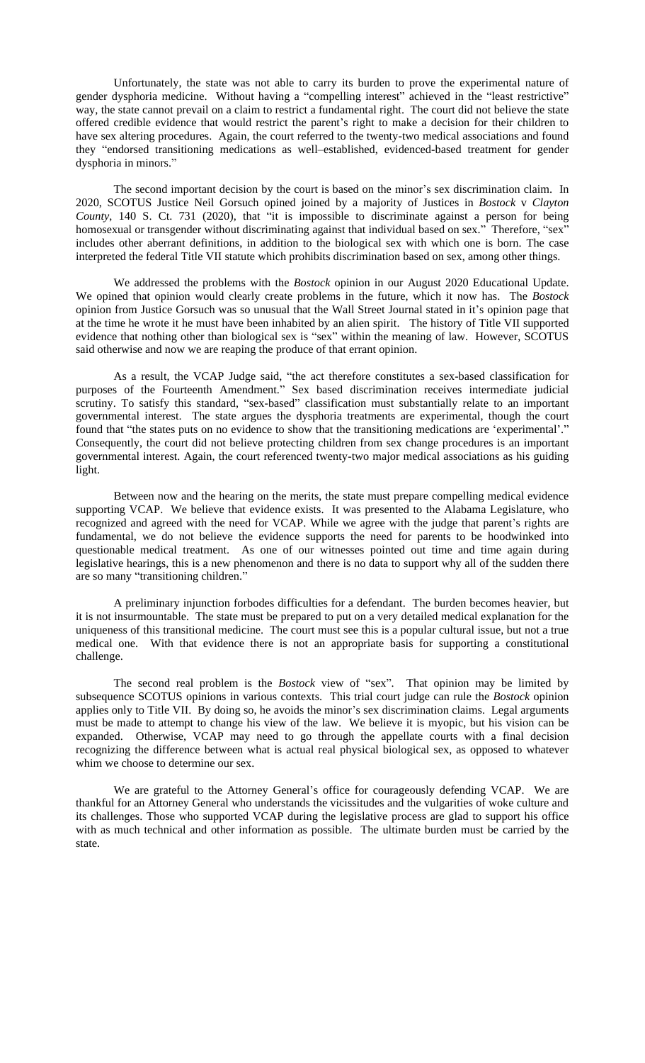Unfortunately, the state was not able to carry its burden to prove the experimental nature of gender dysphoria medicine. Without having a "compelling interest" achieved in the "least restrictive" way, the state cannot prevail on a claim to restrict a fundamental right. The court did not believe the state offered credible evidence that would restrict the parent's right to make a decision for their children to have sex altering procedures. Again, the court referred to the twenty-two medical associations and found they "endorsed transitioning medications as well–established, evidenced-based treatment for gender dysphoria in minors."

The second important decision by the court is based on the minor's sex discrimination claim. In 2020, SCOTUS Justice Neil Gorsuch opined joined by a majority of Justices in *Bostock* v *Clayton County*, 140 S. Ct. 731 (2020), that "it is impossible to discriminate against a person for being homosexual or transgender without discriminating against that individual based on sex." Therefore, "sex" includes other aberrant definitions, in addition to the biological sex with which one is born. The case interpreted the federal Title VII statute which prohibits discrimination based on sex, among other things.

We addressed the problems with the *Bostock* opinion in our August 2020 Educational Update. We opined that opinion would clearly create problems in the future, which it now has. The *Bostock* opinion from Justice Gorsuch was so unusual that the Wall Street Journal stated in it's opinion page that at the time he wrote it he must have been inhabited by an alien spirit. The history of Title VII supported evidence that nothing other than biological sex is "sex" within the meaning of law. However, SCOTUS said otherwise and now we are reaping the produce of that errant opinion.

As a result, the VCAP Judge said, "the act therefore constitutes a sex-based classification for purposes of the Fourteenth Amendment." Sex based discrimination receives intermediate judicial scrutiny. To satisfy this standard, "sex-based" classification must substantially relate to an important governmental interest. The state argues the dysphoria treatments are experimental, though the court found that "the states puts on no evidence to show that the transitioning medications are 'experimental'." Consequently, the court did not believe protecting children from sex change procedures is an important governmental interest. Again, the court referenced twenty-two major medical associations as his guiding light.

Between now and the hearing on the merits, the state must prepare compelling medical evidence supporting VCAP. We believe that evidence exists. It was presented to the Alabama Legislature, who recognized and agreed with the need for VCAP. While we agree with the judge that parent's rights are fundamental, we do not believe the evidence supports the need for parents to be hoodwinked into questionable medical treatment. As one of our witnesses pointed out time and time again during legislative hearings, this is a new phenomenon and there is no data to support why all of the sudden there are so many "transitioning children."

A preliminary injunction forbodes difficulties for a defendant. The burden becomes heavier, but it is not insurmountable. The state must be prepared to put on a very detailed medical explanation for the uniqueness of this transitional medicine. The court must see this is a popular cultural issue, but not a true medical one. With that evidence there is not an appropriate basis for supporting a constitutional challenge.

The second real problem is the *Bostock* view of "sex". That opinion may be limited by subsequence SCOTUS opinions in various contexts. This trial court judge can rule the *Bostock* opinion applies only to Title VII. By doing so, he avoids the minor's sex discrimination claims. Legal arguments must be made to attempt to change his view of the law. We believe it is myopic, but his vision can be expanded. Otherwise, VCAP may need to go through the appellate courts with a final decision recognizing the difference between what is actual real physical biological sex, as opposed to whatever whim we choose to determine our sex.

We are grateful to the Attorney General's office for courageously defending VCAP. We are thankful for an Attorney General who understands the vicissitudes and the vulgarities of woke culture and its challenges. Those who supported VCAP during the legislative process are glad to support his office with as much technical and other information as possible. The ultimate burden must be carried by the state.